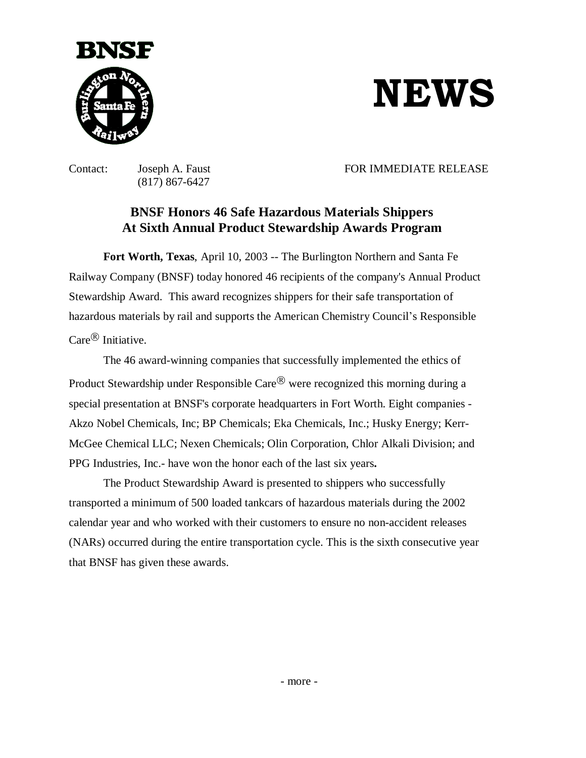**BNSF**

# NEWS

Contact: Joseph A. Faust
(817) 867-6427

FOR IMMEDIATE RELEASE

## BNSF Honors 46 Safe Hazardous Materials Shippers At Sixth Annual Product Stewardship Awards Program

**Fort Worth, Texas**, April 10, 2003 -- The Burlington Northern and Santa Fe Railway Company (BNSF) today honored 46 recipients of the company's Annual Product Stewardship Award. This award recognizes shippers for their safe transportation of hazardous materials by rail and supports the American Chemistry Council's Responsible Care® Initiative.

The 46 award-winning companies that successfully implemented the ethics of Product Stewardship under Responsible Care® were recognized this morning during a special presentation at BNSF's corporate headquarters in Fort Worth. Eight companies - Akzo Nobel Chemicals, Inc; BP Chemicals; Eka Chemicals, Inc.; Husky Energy; Kerr-McGee Chemical LLC; Nexen Chemicals; Olin Corporation, Chlor Alkali Division; and PPG Industries, Inc.- have won the honor each of the last six years**.**

The Product Stewardship Award is presented to shippers who successfully transported a minimum of 500 loaded tankcars of hazardous materials during the 2002 calendar year and who worked with their customers to ensure no non-accident releases (NARs) occurred during the entire transportation cycle. This is the sixth consecutive year that BNSF has given these awards.

- more -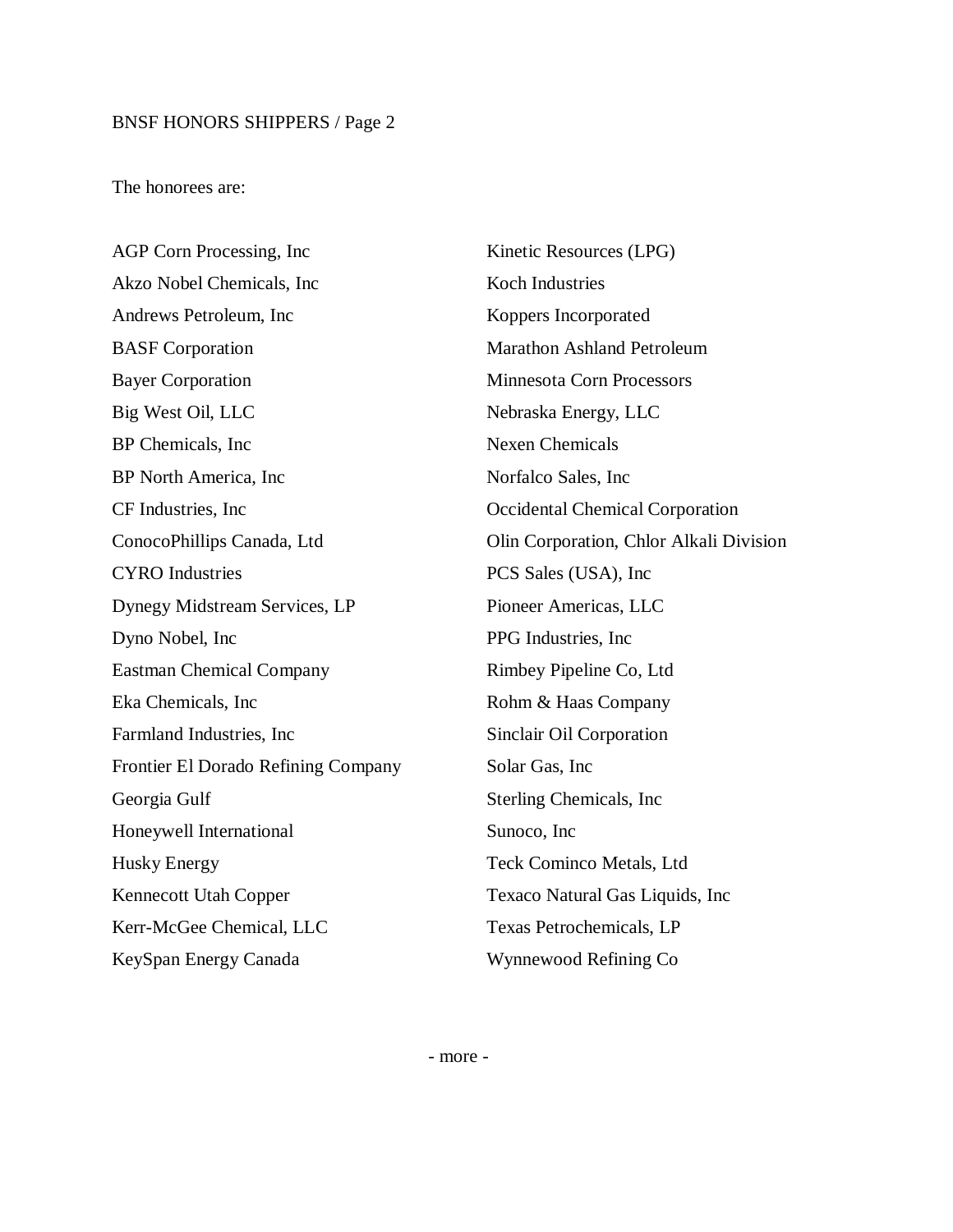The honorees are:

AGP Corn Processing, Inc
Akzo Nobel Chemicals, Inc
Andrews Petroleum, Inc
BASF Corporation
Bayer Corporation
Big West Oil, LLC
BP Chemicals, Inc
BP North America, Inc
CF Industries, Inc
ConocoPhillips Canada, Ltd
CYRO Industries
Dynegy Midstream Services, LP
Dyno Nobel, Inc
Eastman Chemical Company
Eka Chemicals, Inc
Farmland Industries, Inc
Frontier El Dorado Refining Company
Georgia Gulf
Honeywell International
Husky Energy
Kennecott Utah Copper
Kerr-McGee Chemical, LLC
KeySpan Energy Canada
Kinetic Resources (LPG)
Koch Industries
Koppers Incorporated
Marathon Ashland Petroleum
Minnesota Corn Processors
Nebraska Energy, LLC
Nexen Chemicals
Norfalco Sales, Inc
Occidental Chemical Corporation
Olin Corporation, Chlor Alkali Division
PCS Sales (USA), Inc
Pioneer Americas, LLC
PPG Industries, Inc
Rimbey Pipeline Co, Ltd
Rohm & Haas Company
Sinclair Oil Corporation
Solar Gas, Inc
Sterling Chemicals, Inc
Sunoco, Inc
Teck Cominco Metals, Ltd
Texaco Natural Gas Liquids, Inc
Texas Petrochemicals, LP
Wynnewood Refining Co

- more -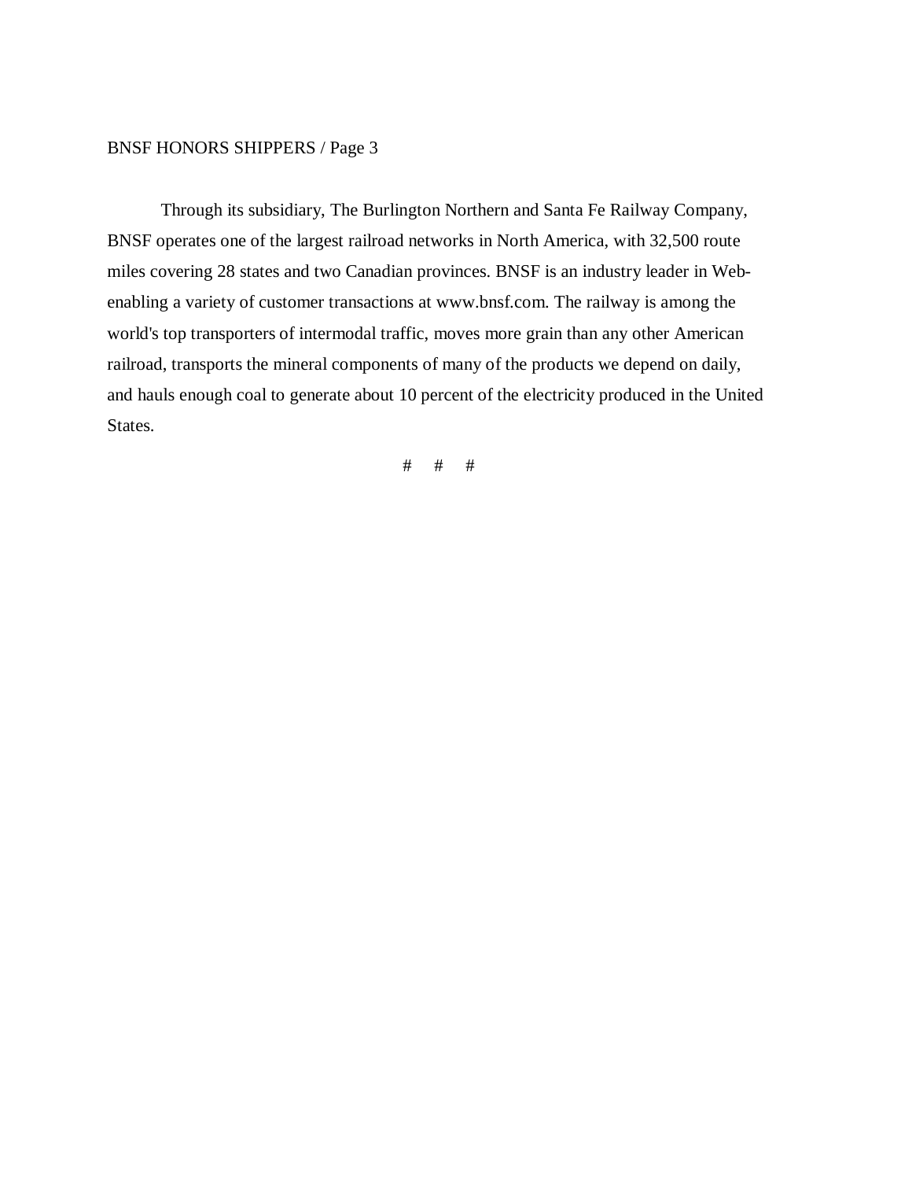Through its subsidiary, The Burlington Northern and Santa Fe Railway Company, BNSF operates one of the largest railroad networks in North America, with 32,500 route miles covering 28 states and two Canadian provinces. BNSF is an industry leader in Web-enabling a variety of customer transactions at www.bnsf.com. The railway is among the world's top transporters of intermodal traffic, moves more grain than any other American railroad, transports the mineral components of many of the products we depend on daily, and hauls enough coal to generate about 10 percent of the electricity produced in the United States.

# # #